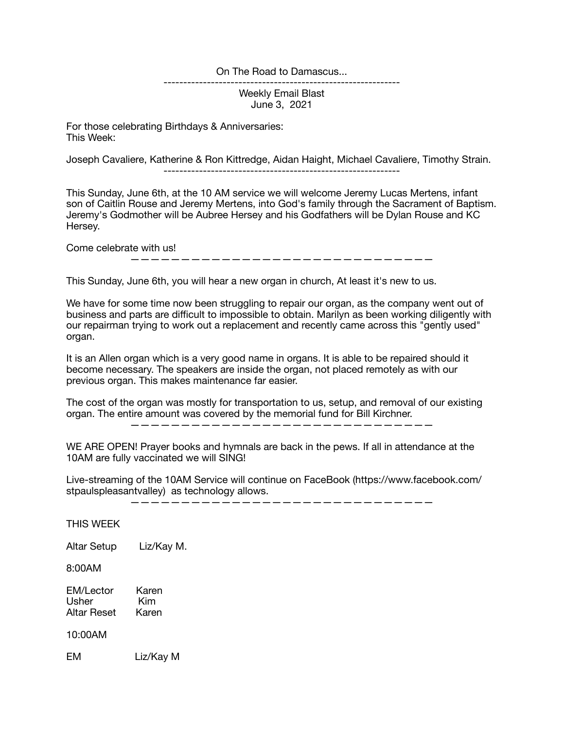On The Road to Damascus...

---

Weekly Email Blast
June 3, 2021

For those celebrating Birthdays & Anniversaries:
This Week:

Joseph Cavaliere, Katherine & Ron Kittredge, Aidan Haight, Michael Cavaliere, Timothy Strain.

---

This Sunday, June 6th, at the 10 AM service we will welcome Jeremy Lucas Mertens, infant son of Caitlin Rouse and Jeremy Mertens, into God's family through the Sacrament of Baptism. Jeremy's Godmother will be Aubree Hersey and his Godfathers will be Dylan Rouse and KC Hersey.

Come celebrate with us!

---

This Sunday, June 6th, you will hear a new organ in church, At least it's new to us.

We have for some time now been struggling to repair our organ, as the company went out of business and parts are difficult to impossible to obtain. Marilyn as been working diligently with our repairman trying to work out a replacement and recently came across this "gently used" organ.

It is an Allen organ which is a very good name in organs. It is able to be repaired should it become necessary. The speakers are inside the organ, not placed remotely as with our previous organ. This makes maintenance far easier.

The cost of the organ was mostly for transportation to us, setup, and removal of our existing organ. The entire amount was covered by the memorial fund for Bill Kirchner.

---

WE ARE OPEN! Prayer books and hymnals are back in the pews. If all in attendance at the 10AM are fully vaccinated we will SING!

Live-streaming of the 10AM Service will continue on FaceBook (https://www.facebook.com/stpaulspleasantvalley) as technology allows.

---

THIS WEEK

Altar Setup Liz/Kay M.

8:00AM

EM/Lector Karen
Usher Kim
Altar Reset Karen

10:00AM

EM Liz/Kay M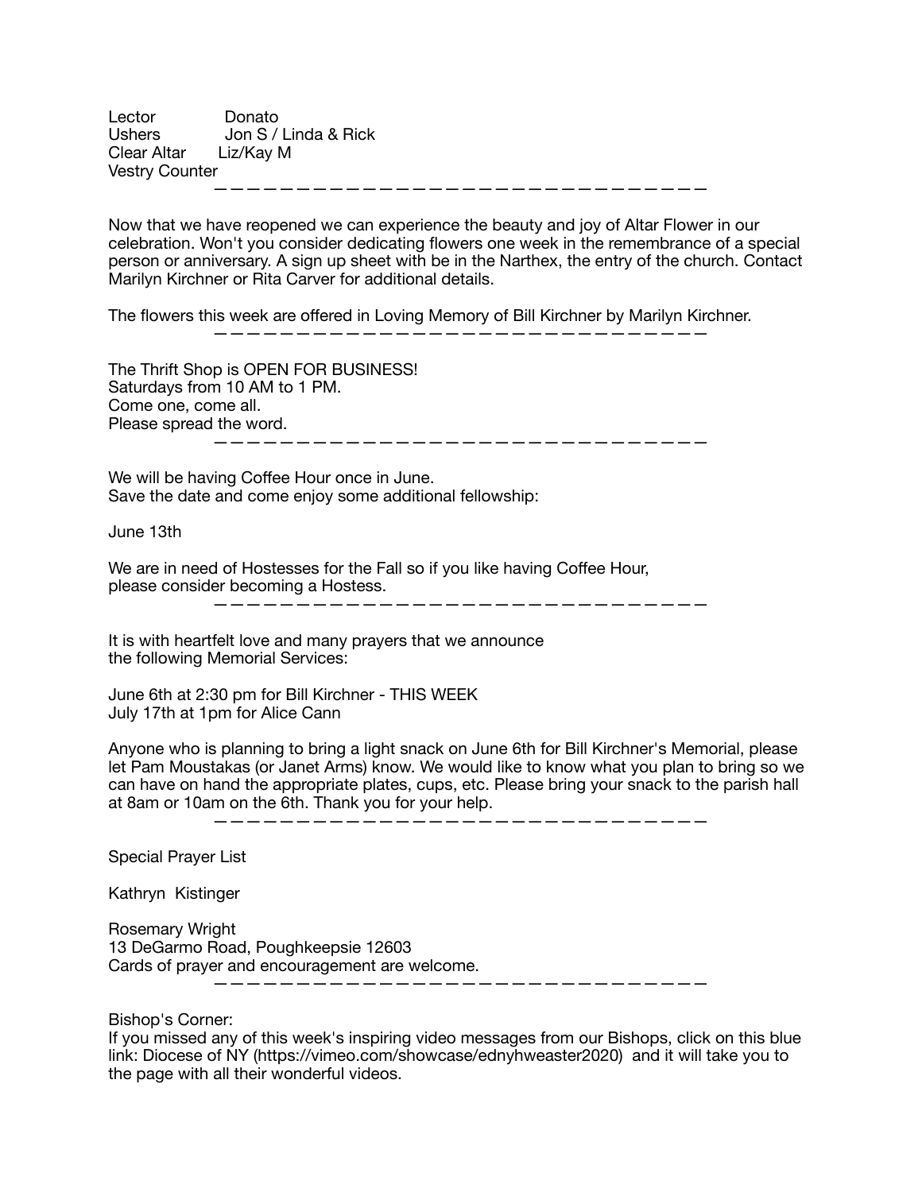| | |
|---|---|
| Lector | Donato |
| Ushers | Jon S / Linda & Rick |
| Clear Altar | Liz/Kay M |
| Vestry Counter | |

---

Now that we have reopened we can experience the beauty and joy of Altar Flower in our celebration. Won't you consider dedicating flowers one week in the remembrance of a special person or anniversary. A sign up sheet with be in the Narthex, the entry of the church. Contact Marilyn Kirchner or Rita Carver for additional details.

The flowers this week are offered in Loving Memory of Bill Kirchner by Marilyn Kirchner.

---

The Thrift Shop is OPEN FOR BUSINESS!
Saturdays from 10 AM to 1 PM.
Come one, come all.
Please spread the word.

---

We will be having Coffee Hour once in June.
Save the date and come enjoy some additional fellowship:

June 13th

We are in need of Hostesses for the Fall so if you like having Coffee Hour,
please consider becoming a Hostess.

---

It is with heartfelt love and many prayers that we announce
the following Memorial Services:

June 6th at 2:30 pm for Bill Kirchner - THIS WEEK
July 17th at 1pm for Alice Cann

Anyone who is planning to bring a light snack on June 6th for Bill Kirchner's Memorial, please let Pam Moustakas (or Janet Arms) know. We would like to know what you plan to bring so we can have on hand the appropriate plates, cups, etc. Please bring your snack to the parish hall at 8am or 10am on the 6th. Thank you for your help.

---

Special Prayer List

Kathryn Kistinger

Rosemary Wright
13 DeGarmo Road, Poughkeepsie 12603
Cards of prayer and encouragement are welcome.

---

Bishop's Corner:
If you missed any of this week's inspiring video messages from our Bishops, click on this blue link: Diocese of NY (https://vimeo.com/showcase/ednyhweaster2020) and it will take you to the page with all their wonderful videos.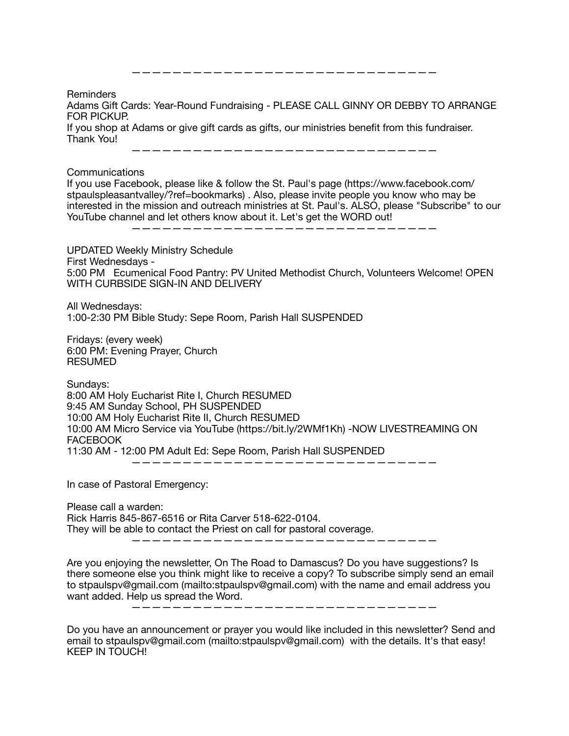———————————————————————————————

Reminders

Adams Gift Cards: Year-Round Fundraising - PLEASE CALL GINNY OR DEBBY TO ARRANGE FOR PICKUP.

If you shop at Adams or give gift cards as gifts, our ministries benefit from this fundraiser. Thank You!

———————————————————————————————

Communications

If you use Facebook, please like & follow the St. Paul's page (https://www.facebook.com/stpaulspleasantvalley/?ref=bookmarks) . Also, please invite people you know who may be interested in the mission and outreach ministries at St. Paul's. ALSO, please "Subscribe" to our YouTube channel and let others know about it. Let's get the WORD out!

———————————————————————————————

UPDATED Weekly Ministry Schedule

First Wednesdays -

5:00 PM   Ecumenical Food Pantry: PV United Methodist Church, Volunteers Welcome! OPEN WITH CURBSIDE SIGN-IN AND DELIVERY

All Wednesdays:

1:00-2:30 PM Bible Study: Sepe Room, Parish Hall SUSPENDED

Fridays: (every week)

6:00 PM: Evening Prayer, Church

RESUMED

Sundays:

8:00 AM Holy Eucharist Rite I, Church RESUMED

9:45 AM Sunday School, PH SUSPENDED

10:00 AM Holy Eucharist Rite II, Church RESUMED

10:00 AM Micro Service via YouTube (https://bit.ly/2WMf1Kh) -NOW LIVESTREAMING ON FACEBOOK

11:30 AM - 12:00 PM Adult Ed: Sepe Room, Parish Hall SUSPENDED

———————————————————————————————

In case of Pastoral Emergency:

Please call a warden:

Rick Harris 845-867-6516 or Rita Carver 518-622-0104.

They will be able to contact the Priest on call for pastoral coverage.

———————————————————————————————

Are you enjoying the newsletter, On The Road to Damascus? Do you have suggestions? Is there someone else you think might like to receive a copy? To subscribe simply send an email to stpaulspv@gmail.com (mailto:stpaulspv@gmail.com) with the name and email address you want added. Help us spread the Word.

———————————————————————————————

Do you have an announcement or prayer you would like included in this newsletter? Send and email to stpaulspv@gmail.com (mailto:stpaulspv@gmail.com)  with the details. It's that easy! KEEP IN TOUCH!